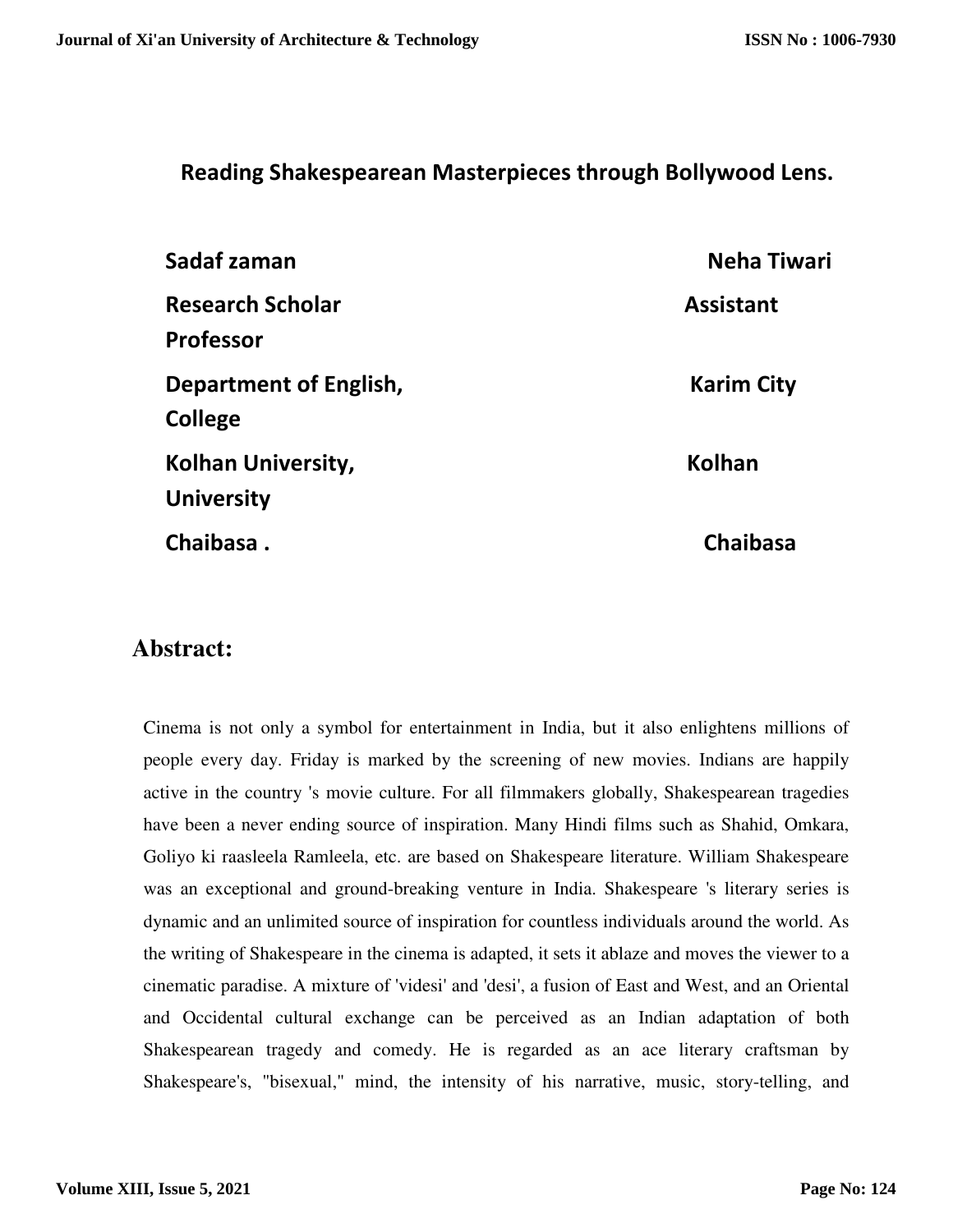## Reading Shakespearean Masterpieces through Bollywood Lens.

**Sadaf zaman**
**Research Scholar**
**Department of English,**
**Kolhan University,**
**Chaibasa .**

**Neha Tiwari**
**Assistant Professor**
**Karim City College**
**Kolhan University**
**Chaibasa**

## Abstract:

Cinema is not only a symbol for entertainment in India, but it also enlightens millions of people every day. Friday is marked by the screening of new movies. Indians are happily active in the country 's movie culture. For all filmmakers globally, Shakespearean tragedies have been a never ending source of inspiration. Many Hindi films such as Shahid, Omkara, Goliyo ki raasleela Ramleela, etc. are based on Shakespeare literature. William Shakespeare was an exceptional and ground-breaking venture in India. Shakespeare 's literary series is dynamic and an unlimited source of inspiration for countless individuals around the world. As the writing of Shakespeare in the cinema is adapted, it sets it ablaze and moves the viewer to a cinematic paradise. A mixture of 'videsi' and 'desi', a fusion of East and West, and an Oriental and Occidental cultural exchange can be perceived as an Indian adaptation of both Shakespearean tragedy and comedy. He is regarded as an ace literary craftsman by Shakespeare's, "bisexual," mind, the intensity of his narrative, music, story-telling, and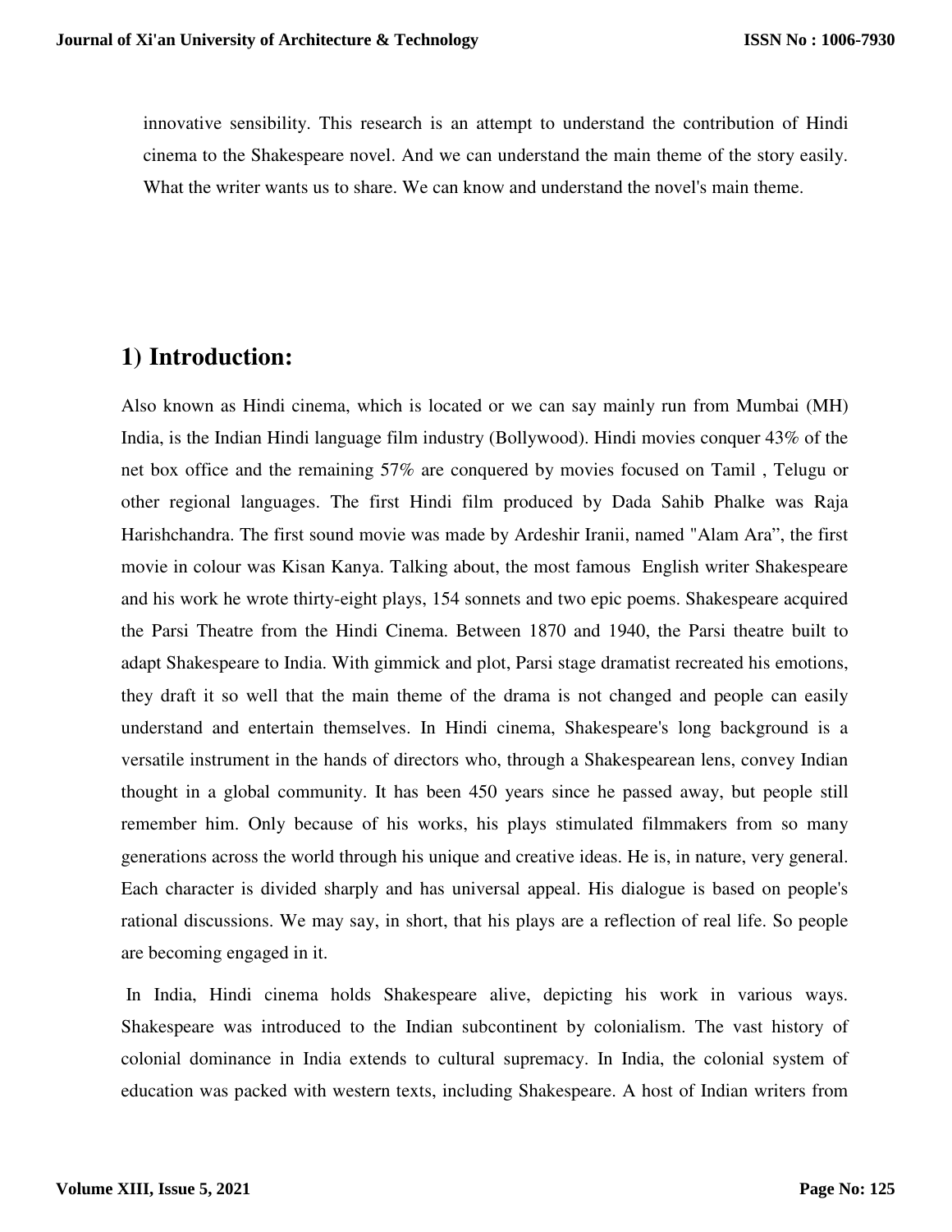innovative sensibility. This research is an attempt to understand the contribution of Hindi cinema to the Shakespeare novel. And we can understand the main theme of the story easily. What the writer wants us to share. We can know and understand the novel's main theme.

## 1) Introduction:

Also known as Hindi cinema, which is located or we can say mainly run from Mumbai (MH) India, is the Indian Hindi language film industry (Bollywood). Hindi movies conquer 43% of the net box office and the remaining 57% are conquered by movies focused on Tamil , Telugu or other regional languages. The first Hindi film produced by Dada Sahib Phalke was Raja Harishchandra. The first sound movie was made by Ardeshir Iranii, named "Alam Ara", the first movie in colour was Kisan Kanya. Talking about, the most famous English writer Shakespeare and his work he wrote thirty-eight plays, 154 sonnets and two epic poems. Shakespeare acquired the Parsi Theatre from the Hindi Cinema. Between 1870 and 1940, the Parsi theatre built to adapt Shakespeare to India. With gimmick and plot, Parsi stage dramatist recreated his emotions, they draft it so well that the main theme of the drama is not changed and people can easily understand and entertain themselves. In Hindi cinema, Shakespeare's long background is a versatile instrument in the hands of directors who, through a Shakespearean lens, convey Indian thought in a global community. It has been 450 years since he passed away, but people still remember him. Only because of his works, his plays stimulated filmmakers from so many generations across the world through his unique and creative ideas. He is, in nature, very general. Each character is divided sharply and has universal appeal. His dialogue is based on people's rational discussions. We may say, in short, that his plays are a reflection of real life. So people are becoming engaged in it.

In India, Hindi cinema holds Shakespeare alive, depicting his work in various ways. Shakespeare was introduced to the Indian subcontinent by colonialism. The vast history of colonial dominance in India extends to cultural supremacy. In India, the colonial system of education was packed with western texts, including Shakespeare. A host of Indian writers from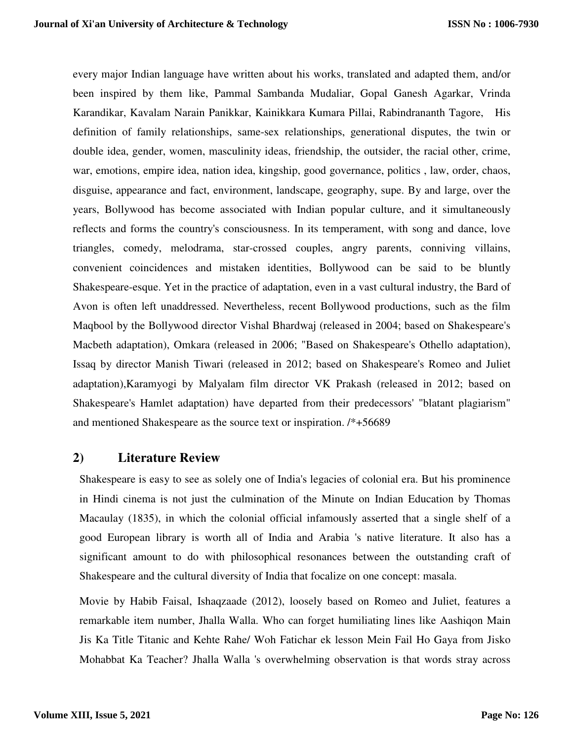every major Indian language have written about his works, translated and adapted them, and/or been inspired by them like, Pammal Sambanda Mudaliar, Gopal Ganesh Agarkar, Vrinda Karandikar, Kavalam Narain Panikkar, Kainikkara Kumara Pillai, Rabindrananth Tagore, His definition of family relationships, same-sex relationships, generational disputes, the twin or double idea, gender, women, masculinity ideas, friendship, the outsider, the racial other, crime, war, emotions, empire idea, nation idea, kingship, good governance, politics , law, order, chaos, disguise, appearance and fact, environment, landscape, geography, supe. By and large, over the years, Bollywood has become associated with Indian popular culture, and it simultaneously reflects and forms the country's consciousness. In its temperament, with song and dance, love triangles, comedy, melodrama, star-crossed couples, angry parents, conniving villains, convenient coincidences and mistaken identities, Bollywood can be said to be bluntly Shakespeare-esque. Yet in the practice of adaptation, even in a vast cultural industry, the Bard of Avon is often left unaddressed. Nevertheless, recent Bollywood productions, such as the film Maqbool by the Bollywood director Vishal Bhardwaj (released in 2004; based on Shakespeare's Macbeth adaptation), Omkara (released in 2006; "Based on Shakespeare's Othello adaptation), Issaq by director Manish Tiwari (released in 2012; based on Shakespeare's Romeo and Juliet adaptation),Karamyogi by Malyalam film director VK Prakash (released in 2012; based on Shakespeare's Hamlet adaptation) have departed from their predecessors' "blatant plagiarism" and mentioned Shakespeare as the source text or inspiration. /*+56689

## 2) Literature Review

Shakespeare is easy to see as solely one of India's legacies of colonial era. But his prominence in Hindi cinema is not just the culmination of the Minute on Indian Education by Thomas Macaulay (1835), in which the colonial official infamously asserted that a single shelf of a good European library is worth all of India and Arabia 's native literature. It also has a significant amount to do with philosophical resonances between the outstanding craft of Shakespeare and the cultural diversity of India that focalize on one concept: masala.

Movie by Habib Faisal, Ishaqzaade (2012), loosely based on Romeo and Juliet, features a remarkable item number, Jhalla Walla. Who can forget humiliating lines like Aashiqon Main Jis Ka Title Titanic and Kehte Rahe/ Woh Fatichar ek lesson Mein Fail Ho Gaya from Jisko Mohabbat Ka Teacher? Jhalla Walla 's overwhelming observation is that words stray across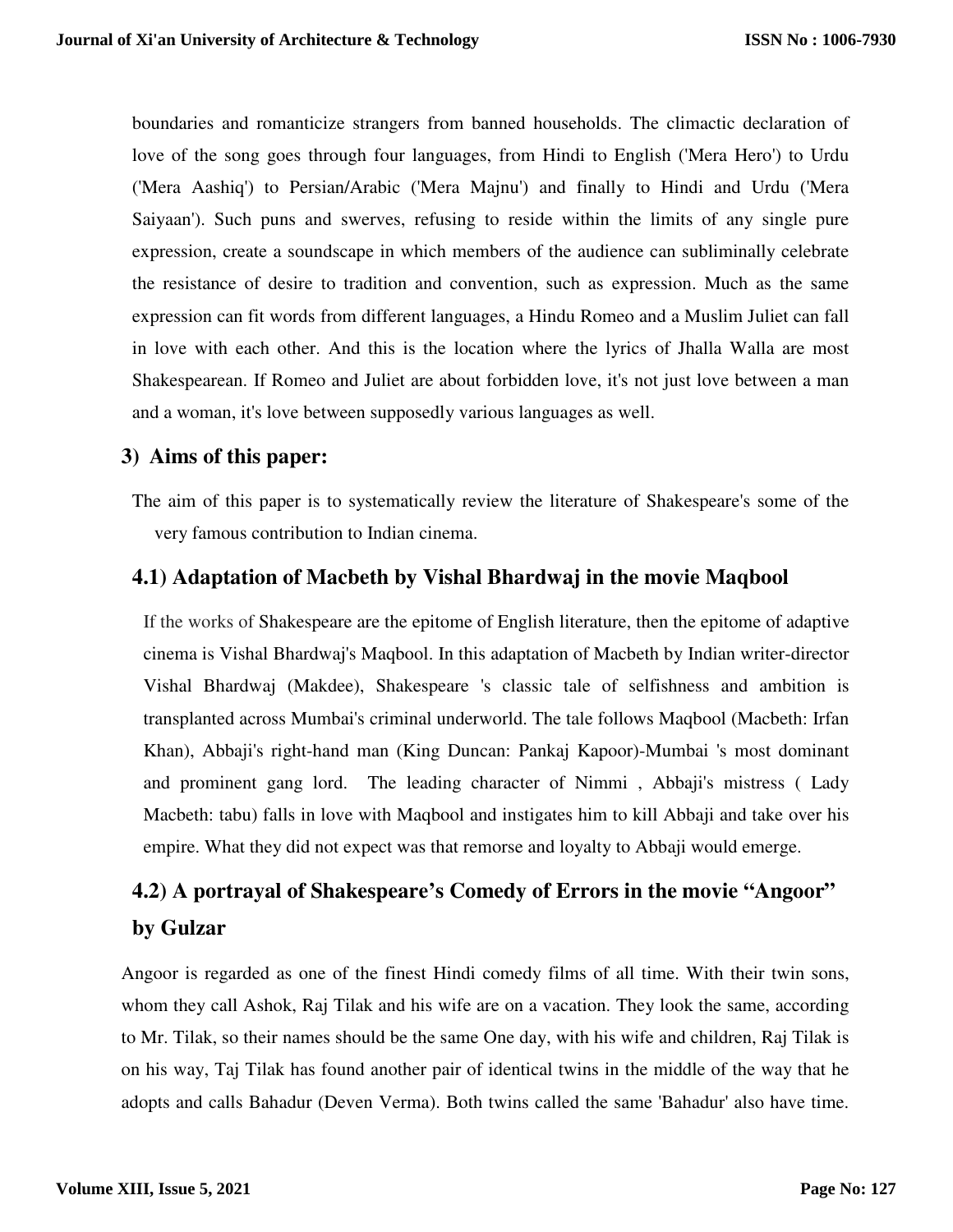boundaries and romanticize strangers from banned households. The climactic declaration of love of the song goes through four languages, from Hindi to English ('Mera Hero') to Urdu ('Mera Aashiq') to Persian/Arabic ('Mera Majnu') and finally to Hindi and Urdu ('Mera Saiyaan'). Such puns and swerves, refusing to reside within the limits of any single pure expression, create a soundscape in which members of the audience can subliminally celebrate the resistance of desire to tradition and convention, such as expression. Much as the same expression can fit words from different languages, a Hindu Romeo and a Muslim Juliet can fall in love with each other. And this is the location where the lyrics of Jhalla Walla are most Shakespearean. If Romeo and Juliet are about forbidden love, it's not just love between a man and a woman, it's love between supposedly various languages as well.

## 3) Aims of this paper:

The aim of this paper is to systematically review the literature of Shakespeare's some of the very famous contribution to Indian cinema.

## 4.1) Adaptation of Macbeth by Vishal Bhardwaj in the movie Maqbool

If the works of Shakespeare are the epitome of English literature, then the epitome of adaptive cinema is Vishal Bhardwaj's Maqbool. In this adaptation of Macbeth by Indian writer-director Vishal Bhardwaj (Makdee), Shakespeare 's classic tale of selfishness and ambition is transplanted across Mumbai's criminal underworld. The tale follows Maqbool (Macbeth: Irfan Khan), Abbaji's right-hand man (King Duncan: Pankaj Kapoor)-Mumbai 's most dominant and prominent gang lord. The leading character of Nimmi , Abbaji's mistress ( Lady Macbeth: tabu) falls in love with Maqbool and instigates him to kill Abbaji and take over his empire. What they did not expect was that remorse and loyalty to Abbaji would emerge.

## 4.2) A portrayal of Shakespeare's Comedy of Errors in the movie "Angoor" by Gulzar

Angoor is regarded as one of the finest Hindi comedy films of all time. With their twin sons, whom they call Ashok, Raj Tilak and his wife are on a vacation. They look the same, according to Mr. Tilak, so their names should be the same One day, with his wife and children, Raj Tilak is on his way, Taj Tilak has found another pair of identical twins in the middle of the way that he adopts and calls Bahadur (Deven Verma). Both twins called the same 'Bahadur' also have time.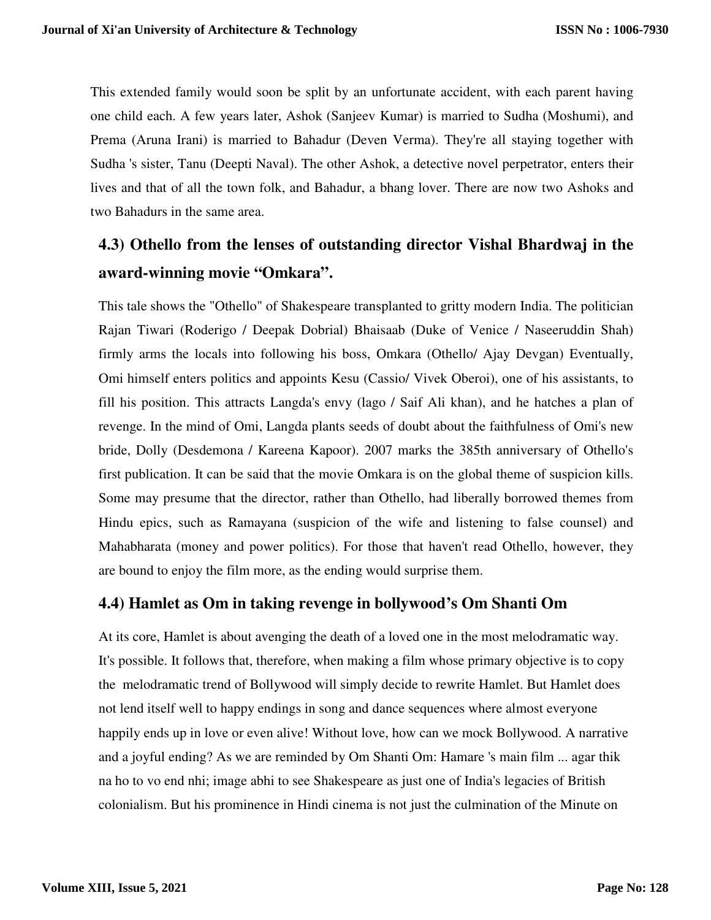This extended family would soon be split by an unfortunate accident, with each parent having one child each. A few years later, Ashok (Sanjeev Kumar) is married to Sudha (Moshumi), and Prema (Aruna Irani) is married to Bahadur (Deven Verma). They're all staying together with Sudha 's sister, Tanu (Deepti Naval). The other Ashok, a detective novel perpetrator, enters their lives and that of all the town folk, and Bahadur, a bhang lover. There are now two Ashoks and two Bahadurs in the same area.

## 4.3) Othello from the lenses of outstanding director Vishal Bhardwaj in the award-winning movie “Omkara”.

This tale shows the "Othello" of Shakespeare transplanted to gritty modern India. The politician Rajan Tiwari (Roderigo / Deepak Dobrial) Bhaisaab (Duke of Venice / Naseeruddin Shah) firmly arms the locals into following his boss, Omkara (Othello/ Ajay Devgan) Eventually, Omi himself enters politics and appoints Kesu (Cassio/ Vivek Oberoi), one of his assistants, to fill his position. This attracts Langda's envy (lago / Saif Ali khan), and he hatches a plan of revenge. In the mind of Omi, Langda plants seeds of doubt about the faithfulness of Omi's new bride, Dolly (Desdemona / Kareena Kapoor). 2007 marks the 385th anniversary of Othello's first publication. It can be said that the movie Omkara is on the global theme of suspicion kills. Some may presume that the director, rather than Othello, had liberally borrowed themes from Hindu epics, such as Ramayana (suspicion of the wife and listening to false counsel) and Mahabharata (money and power politics). For those that haven't read Othello, however, they are bound to enjoy the film more, as the ending would surprise them.

## 4.4) Hamlet as Om in taking revenge in bollywood’s Om Shanti Om

At its core, Hamlet is about avenging the death of a loved one in the most melodramatic way. It's possible. It follows that, therefore, when making a film whose primary objective is to copy the melodramatic trend of Bollywood will simply decide to rewrite Hamlet. But Hamlet does not lend itself well to happy endings in song and dance sequences where almost everyone happily ends up in love or even alive! Without love, how can we mock Bollywood. A narrative and a joyful ending? As we are reminded by Om Shanti Om: Hamare 's main film ... agar thik na ho to vo end nhi; image abhi to see Shakespeare as just one of India's legacies of British colonialism. But his prominence in Hindi cinema is not just the culmination of the Minute on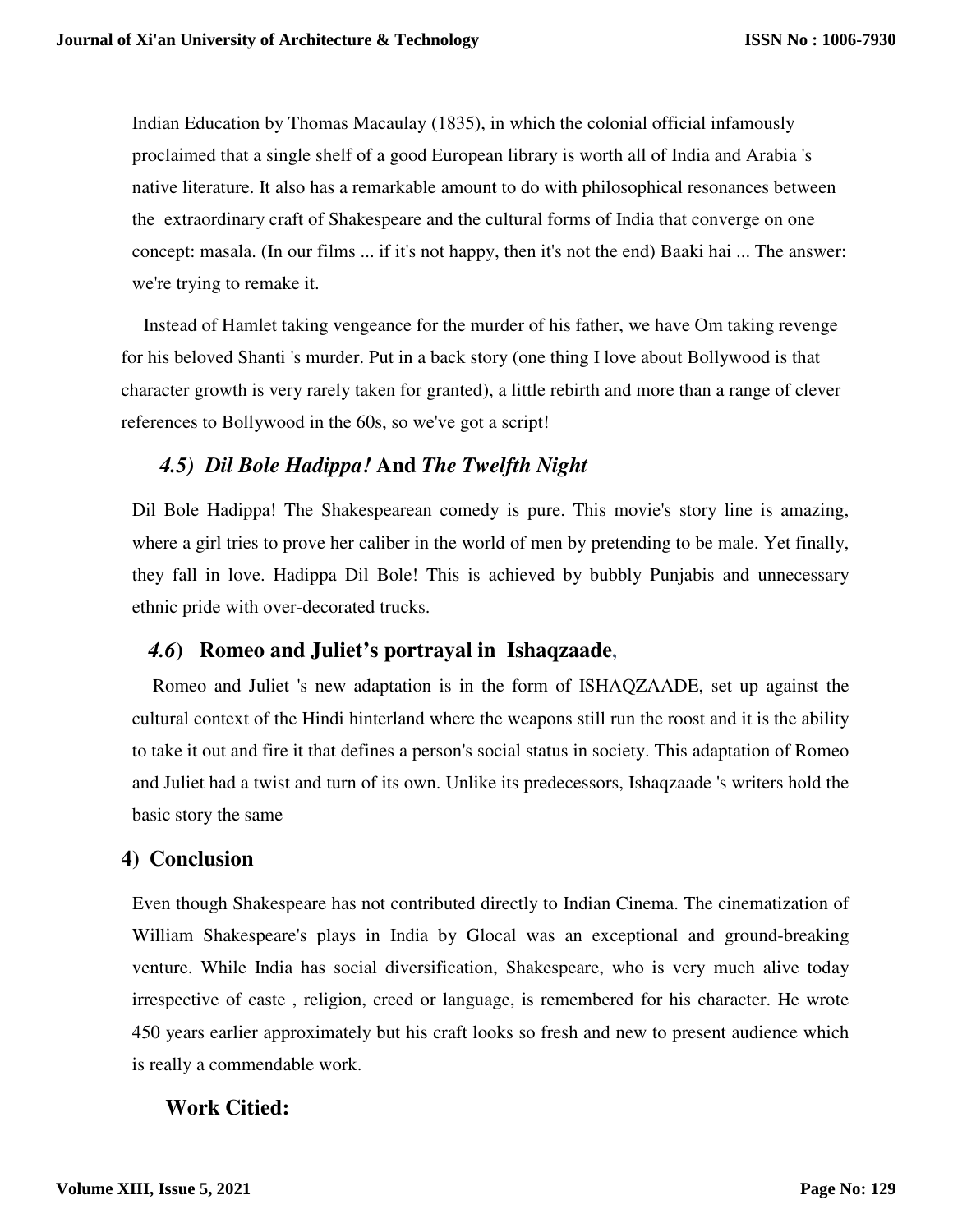Indian Education by Thomas Macaulay (1835), in which the colonial official infamously proclaimed that a single shelf of a good European library is worth all of India and Arabia 's native literature. It also has a remarkable amount to do with philosophical resonances between the extraordinary craft of Shakespeare and the cultural forms of India that converge on one concept: masala. (In our films ... if it's not happy, then it's not the end) Baaki hai ... The answer: we're trying to remake it.

Instead of Hamlet taking vengeance for the murder of his father, we have Om taking revenge for his beloved Shanti 's murder. Put in a back story (one thing I love about Bollywood is that character growth is very rarely taken for granted), a little rebirth and more than a range of clever references to Bollywood in the 60s, so we've got a script!

### *4.5) Dil Bole Hadippa!* And *The Twelfth Night*

Dil Bole Hadippa! The Shakespearean comedy is pure. This movie's story line is amazing, where a girl tries to prove her caliber in the world of men by pretending to be male. Yet finally, they fall in love. Hadippa Dil Bole! This is achieved by bubbly Punjabis and unnecessary ethnic pride with over-decorated trucks.

### *4.6*) Romeo and Juliet's portrayal in Ishaqzaade,

Romeo and Juliet 's new adaptation is in the form of ISHAQZAADE, set up against the cultural context of the Hindi hinterland where the weapons still run the roost and it is the ability to take it out and fire it that defines a person's social status in society. This adaptation of Romeo and Juliet had a twist and turn of its own. Unlike its predecessors, Ishaqzaade 's writers hold the basic story the same

## 4) Conclusion

Even though Shakespeare has not contributed directly to Indian Cinema. The cinematization of William Shakespeare's plays in India by Glocal was an exceptional and ground-breaking venture. While India has social diversification, Shakespeare, who is very much alive today irrespective of caste , religion, creed or language, is remembered for his character. He wrote 450 years earlier approximately but his craft looks so fresh and new to present audience which is really a commendable work.

## Work Citied: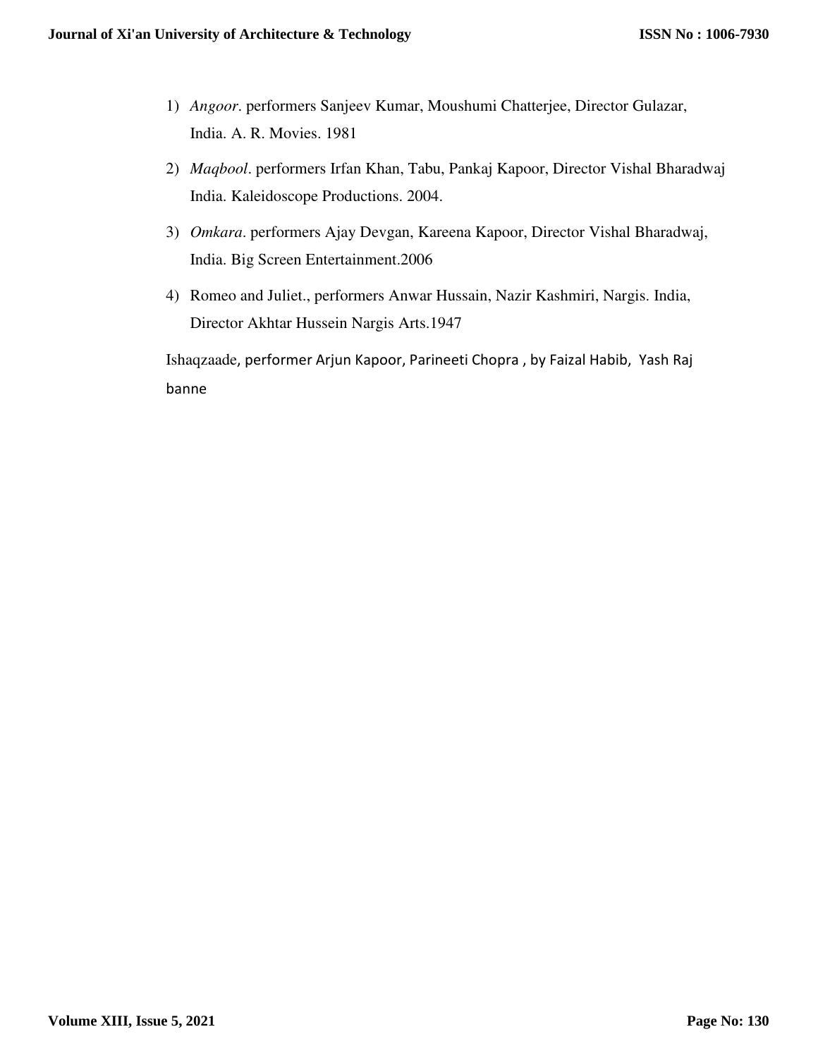1) *Angoor*. performers Sanjeev Kumar, Moushumi Chatterjee, Director Gulazar, India. A. R. Movies. 1981
2) *Maqbool*. performers Irfan Khan, Tabu, Pankaj Kapoor, Director Vishal Bharadwaj India. Kaleidoscope Productions. 2004.
3) *Omkara*. performers Ajay Devgan, Kareena Kapoor, Director Vishal Bharadwaj, India. Big Screen Entertainment.2006
4) Romeo and Juliet., performers Anwar Hussain, Nazir Kashmiri, Nargis. India, Director Akhtar Hussein Nargis Arts.1947

Ishaqzaade, performer Arjun Kapoor, Parineeti Chopra , by Faizal Habib, Yash Raj banne